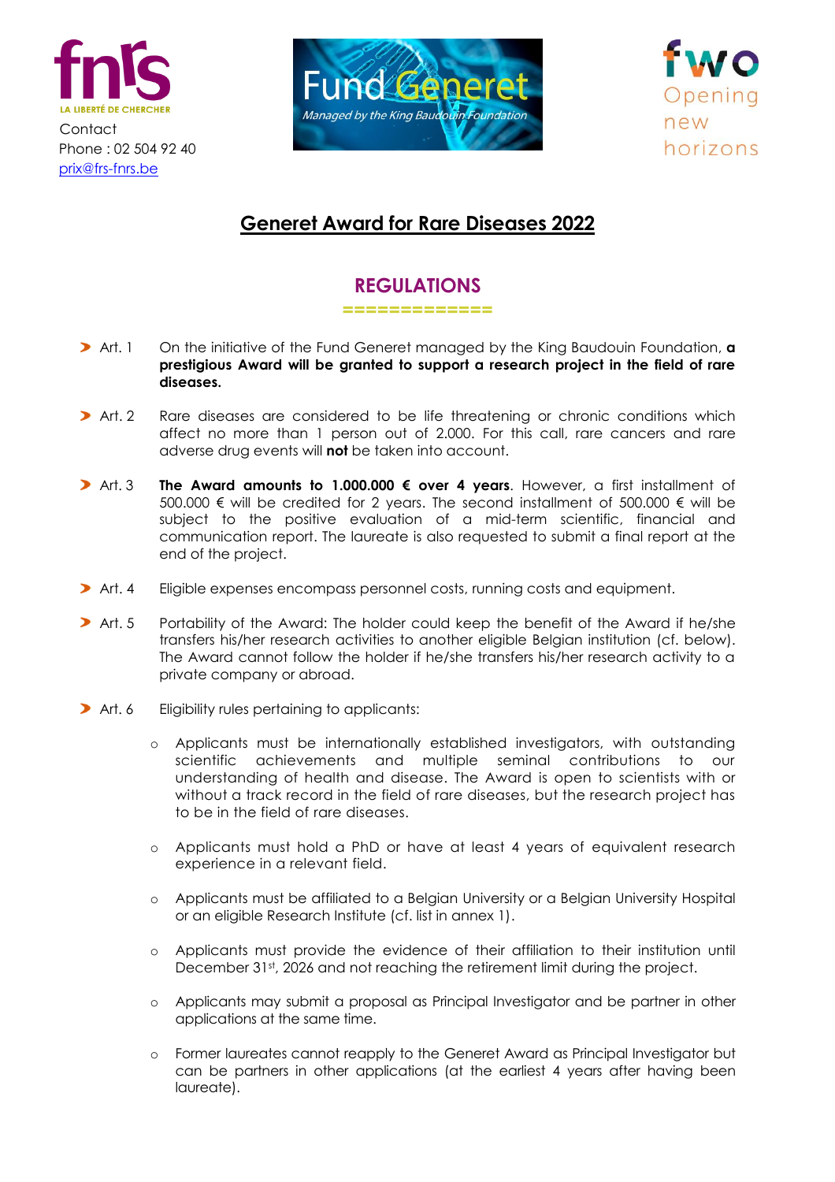fnrs
LA LIBERTÉ DE CHERCHER

Contact
Phone : 02 504 92 40
prix@frs-fnrs.be

Fund Generet
*Managed by the King Baudouin Foundation*

fwo
Opening new horizons

# Generet Award for Rare Diseases 2022

## REGULATIONS

- Art. 1 On the initiative of the Fund Generet managed by the King Baudouin Foundation, **a prestigious Award will be granted to support a research project in the field of rare diseases.**

- Art. 2 Rare diseases are considered to be life threatening or chronic conditions which affect no more than 1 person out of 2.000. For this call, rare cancers and rare adverse drug events will **not** be taken into account.

- Art. 3 **The Award amounts to 1.000.000 € over 4 years**. However, a first installment of 500.000 € will be credited for 2 years. The second installment of 500.000 € will be subject to the positive evaluation of a mid-term scientific, financial and communication report. The laureate is also requested to submit a final report at the end of the project.

- Art. 4 Eligible expenses encompass personnel costs, running costs and equipment.

- Art. 5 Portability of the Award: The holder could keep the benefit of the Award if he/she transfers his/her research activities to another eligible Belgian institution (cf. below). The Award cannot follow the holder if he/she transfers his/her research activity to a private company or abroad.

- Art. 6 Eligibility rules pertaining to applicants:

  - Applicants must be internationally established investigators, with outstanding scientific achievements and multiple seminal contributions to our understanding of health and disease. The Award is open to scientists with or without a track record in the field of rare diseases, but the research project has to be in the field of rare diseases.

  - Applicants must hold a PhD or have at least 4 years of equivalent research experience in a relevant field.

  - Applicants must be affiliated to a Belgian University or a Belgian University Hospital or an eligible Research Institute (cf. list in annex 1).

  - Applicants must provide the evidence of their affiliation to their institution until December 31st, 2026 and not reaching the retirement limit during the project.

  - Applicants may submit a proposal as Principal Investigator and be partner in other applications at the same time.

  - Former laureates cannot reapply to the Generet Award as Principal Investigator but can be partners in other applications (at the earliest 4 years after having been laureate).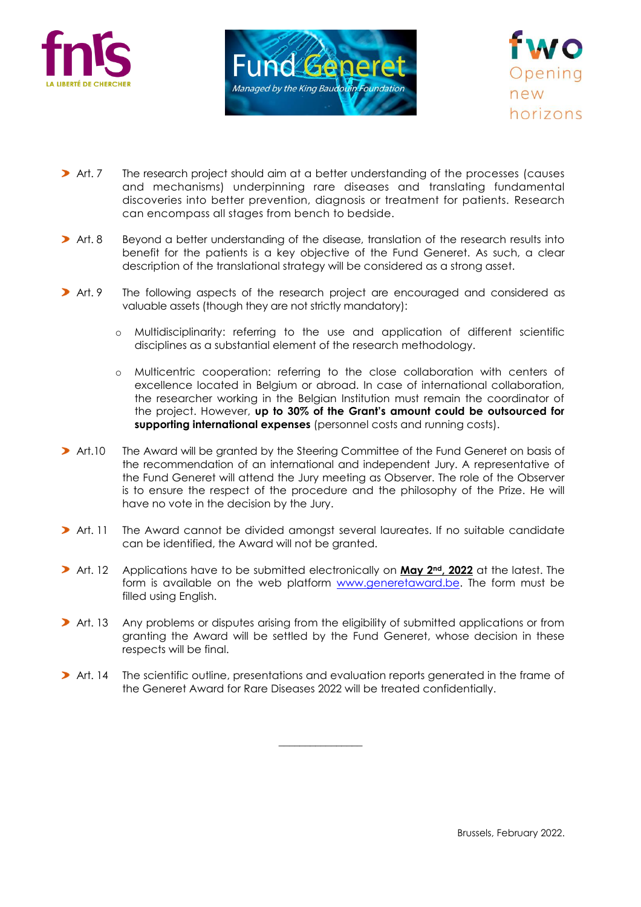- Art. 7 The research project should aim at a better understanding of the processes (causes and mechanisms) underpinning rare diseases and translating fundamental discoveries into better prevention, diagnosis or treatment for patients. Research can encompass all stages from bench to bedside.

- Art. 8 Beyond a better understanding of the disease, translation of the research results into benefit for the patients is a key objective of the Fund Generet. As such, a clear description of the translational strategy will be considered as a strong asset.

- Art. 9 The following aspects of the research project are encouraged and considered as valuable assets (though they are not strictly mandatory):

  - Multidisciplinarity: referring to the use and application of different scientific disciplines as a substantial element of the research methodology.

  - Multicentric cooperation: referring to the close collaboration with centers of excellence located in Belgium or abroad. In case of international collaboration, the researcher working in the Belgian Institution must remain the coordinator of the project. However, **up to 30% of the Grant's amount could be outsourced for supporting international expenses** (personnel costs and running costs).

- Art.10 The Award will be granted by the Steering Committee of the Fund Generet on basis of the recommendation of an international and independent Jury. A representative of the Fund Generet will attend the Jury meeting as Observer. The role of the Observer is to ensure the respect of the procedure and the philosophy of the Prize. He will have no vote in the decision by the Jury.

- Art. 11 The Award cannot be divided amongst several laureates. If no suitable candidate can be identified, the Award will not be granted.

- Art. 12 Applications have to be submitted electronically on **May 2nd, 2022** at the latest. The form is available on the web platform www.generetaward.be. The form must be filled using English.

- Art. 13 Any problems or disputes arising from the eligibility of submitted applications or from granting the Award will be settled by the Fund Generet, whose decision in these respects will be final.

- Art. 14 The scientific outline, presentations and evaluation reports generated in the frame of the Generet Award for Rare Diseases 2022 will be treated confidentially.

---

Brussels, February 2022.